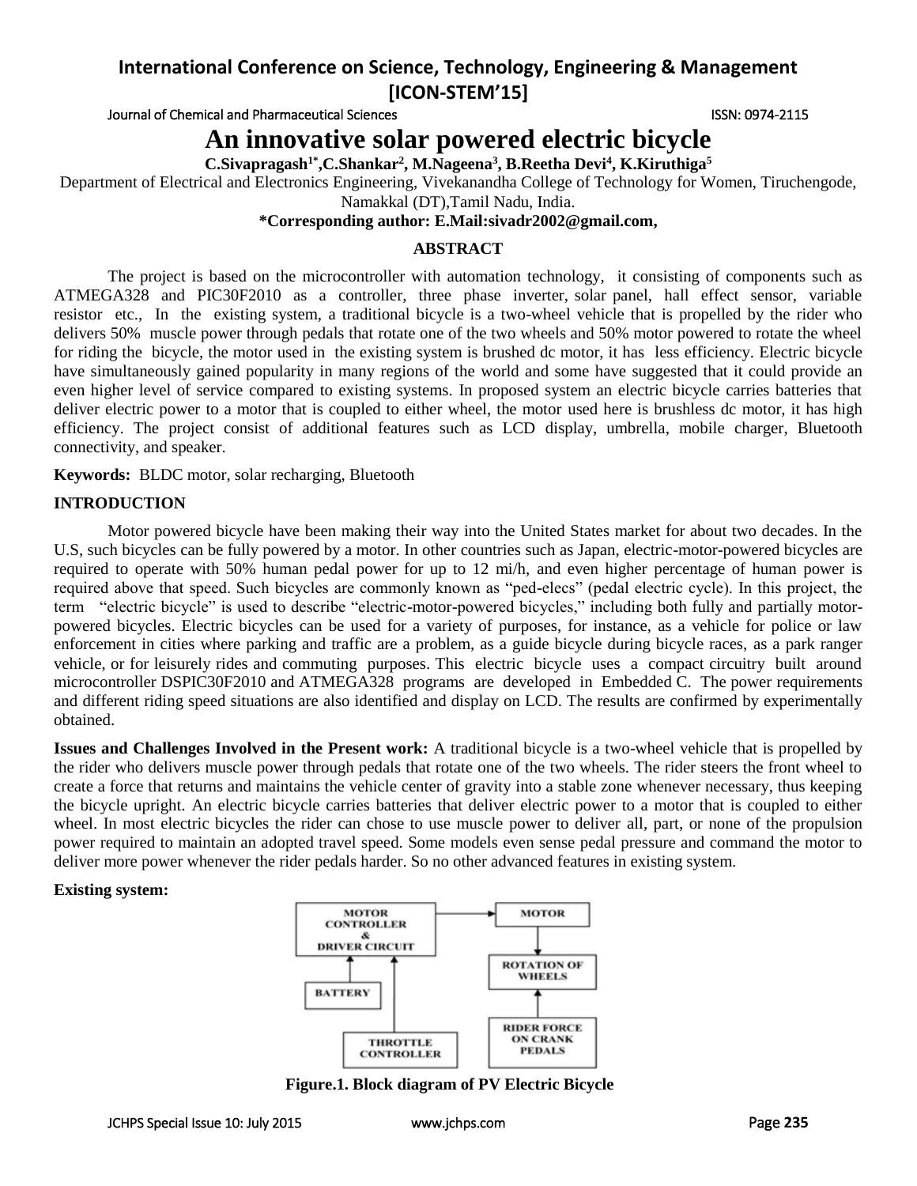# An innovative solar powered electric bicycle

**C.Sivapragash[1*], C.Shankar[2], M.Nageena[3], B.Reetha Devi[4], K.Kiruthiga[5]**

Department of Electrical and Electronics Engineering, Vivekanandha College of Technology for Women, Tiruchengode, Namakkal (DT),Tamil Nadu, India.

**\*Corresponding author: E.Mail:sivadr2002@gmail.com,**

## ABSTRACT

The project is based on the microcontroller with automation technology, it consisting of components such as ATMEGA328 and PIC30F2010 as a controller, three phase inverter, solar panel, hall effect sensor, variable resistor etc., In the existing system, a traditional bicycle is a two-wheel vehicle that is propelled by the rider who delivers 50% muscle power through pedals that rotate one of the two wheels and 50% motor powered to rotate the wheel for riding the bicycle, the motor used in the existing system is brushed dc motor, it has less efficiency. Electric bicycle have simultaneously gained popularity in many regions of the world and some have suggested that it could provide an even higher level of service compared to existing systems. In proposed system an electric bicycle carries batteries that deliver electric power to a motor that is coupled to either wheel, the motor used here is brushless dc motor, it has high efficiency. The project consist of additional features such as LCD display, umbrella, mobile charger, Bluetooth connectivity, and speaker.

**Keywords:** BLDC motor, solar recharging, Bluetooth

## INTRODUCTION

Motor powered bicycle have been making their way into the United States market for about two decades. In the U.S, such bicycles can be fully powered by a motor. In other countries such as Japan, electric-motor-powered bicycles are required to operate with 50% human pedal power for up to 12 mi/h, and even higher percentage of human power is required above that speed. Such bicycles are commonly known as "ped-elecs" (pedal electric cycle). In this project, the term "electric bicycle" is used to describe "electric-motor-powered bicycles," including both fully and partially motor-powered bicycles. Electric bicycles can be used for a variety of purposes, for instance, as a vehicle for police or law enforcement in cities where parking and traffic are a problem, as a guide bicycle during bicycle races, as a park ranger vehicle, or for leisurely rides and commuting purposes. This electric bicycle uses a compact circuitry built around microcontroller DSPIC30F2010 and ATMEGA328 programs are developed in Embedded C. The power requirements and different riding speed situations are also identified and display on LCD. The results are confirmed by experimentally obtained.

**Issues and Challenges Involved in the Present work:** A traditional bicycle is a two-wheel vehicle that is propelled by the rider who delivers muscle power through pedals that rotate one of the two wheels. The rider steers the front wheel to create a force that returns and maintains the vehicle center of gravity into a stable zone whenever necessary, thus keeping the bicycle upright. An electric bicycle carries batteries that deliver electric power to a motor that is coupled to either wheel. In most electric bicycles the rider can chose to use muscle power to deliver all, part, or none of the propulsion power required to maintain an adopted travel speed. Some models even sense pedal pressure and command the motor to deliver more power whenever the rider pedals harder. So no other advanced features in existing system.

**Existing system:**

MOTOR CONTROLLER & DRIVER CIRCUIT → MOTOR → ROTATION OF WHEELS

BATTERY → MOTOR CONTROLLER & DRIVER CIRCUIT

THROTTLE CONTROLLER → MOTOR CONTROLLER & DRIVER CIRCUIT

RIDER FORCE ON CRANK PEDALS → ROTATION OF WHEELS

**Figure.1. Block diagram of PV Electric Bicycle**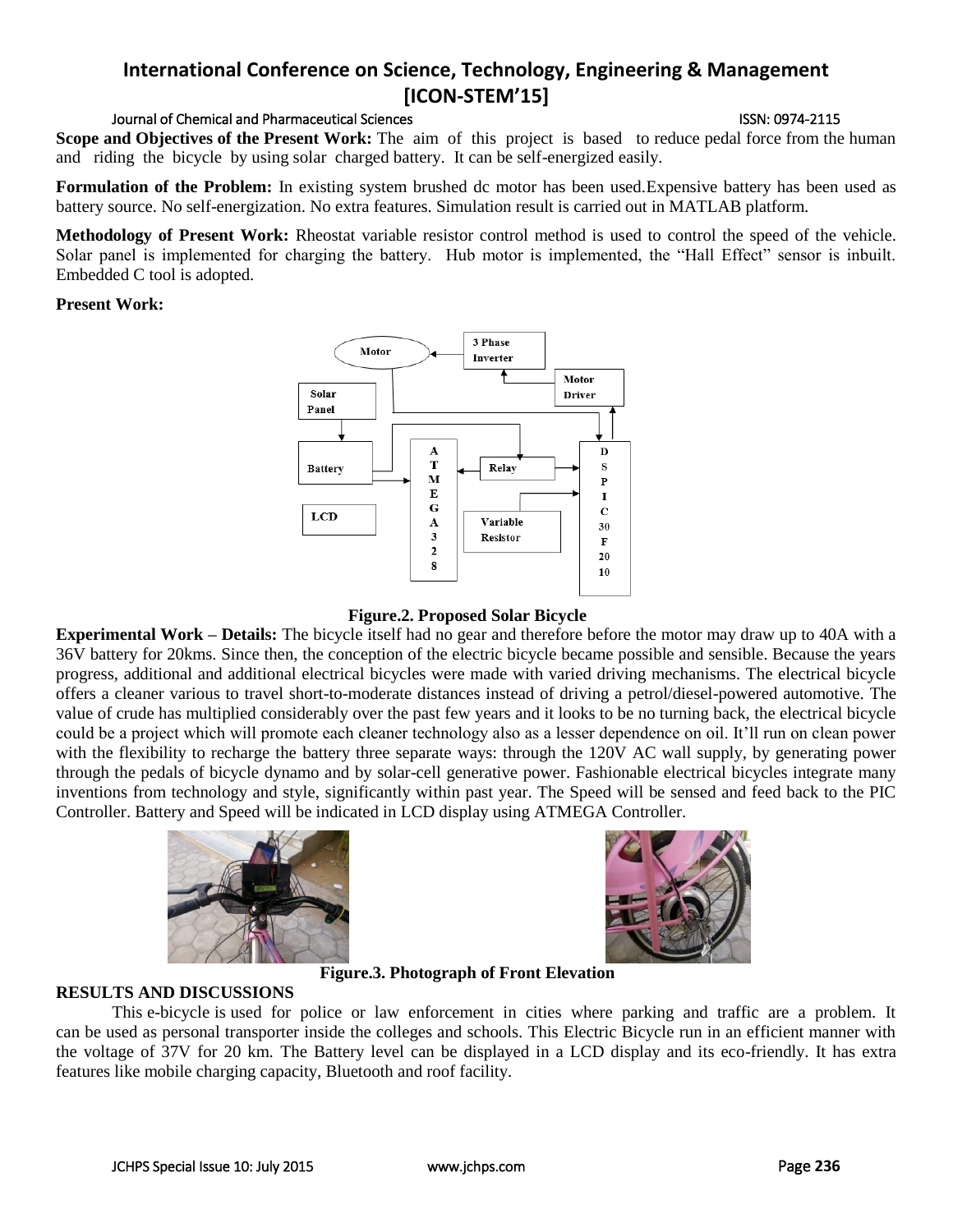**Scope and Objectives of the Present Work:** The aim of this project is based to reduce pedal force from the human and riding the bicycle by using solar charged battery. It can be self-energized easily.

**Formulation of the Problem:** In existing system brushed dc motor has been used.Expensive battery has been used as battery source. No self-energization. No extra features. Simulation result is carried out in MATLAB platform.

**Methodology of Present Work:** Rheostat variable resistor control method is used to control the speed of the vehicle. Solar panel is implemented for charging the battery. Hub motor is implemented, the "Hall Effect" sensor is inbuilt. Embedded C tool is adopted.

**Present Work:**

**Figure.2. Proposed Solar Bicycle**

**Experimental Work – Details:** The bicycle itself had no gear and therefore before the motor may draw up to 40A with a 36V battery for 20kms. Since then, the conception of the electric bicycle became possible and sensible. Because the years progress, additional and additional electrical bicycles were made with varied driving mechanisms. The electrical bicycle offers a cleaner various to travel short-to-moderate distances instead of driving a petrol/diesel-powered automotive. The value of crude has multiplied considerably over the past few years and it looks to be no turning back, the electrical bicycle could be a project which will promote each cleaner technology also as a lesser dependence on oil. It'll run on clean power with the flexibility to recharge the battery three separate ways: through the 120V AC wall supply, by generating power through the pedals of bicycle dynamo and by solar-cell generative power. Fashionable electrical bicycles integrate many inventions from technology and style, significantly within past year. The Speed will be sensed and feed back to the PIC Controller. Battery and Speed will be indicated in LCD display using ATMEGA Controller.

**Figure.3. Photograph of Front Elevation**

## RESULTS AND DISCUSSIONS

This e-bicycle is used for police or law enforcement in cities where parking and traffic are a problem. It can be used as personal transporter inside the colleges and schools. This Electric Bicycle run in an efficient manner with the voltage of 37V for 20 km. The Battery level can be displayed in a LCD display and its eco-friendly. It has extra features like mobile charging capacity, Bluetooth and roof facility.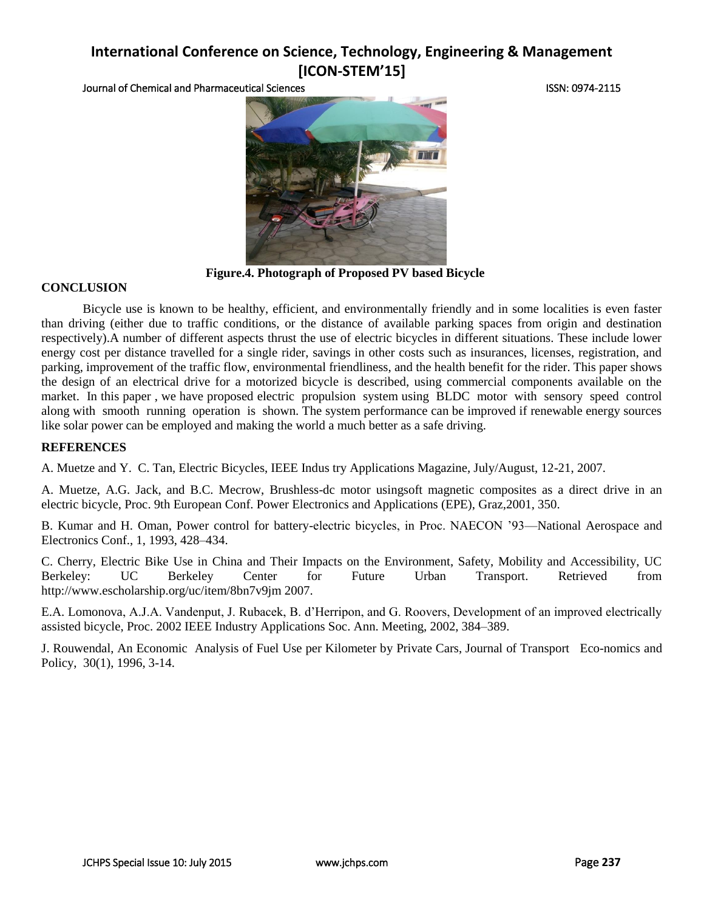**Figure.4. Photograph of Proposed PV based Bicycle**

## CONCLUSION

Bicycle use is known to be healthy, efficient, and environmentally friendly and in some localities is even faster than driving (either due to traffic conditions, or the distance of available parking spaces from origin and destination respectively).A number of different aspects thrust the use of electric bicycles in different situations. These include lower energy cost per distance travelled for a single rider, savings in other costs such as insurances, licenses, registration, and parking, improvement of the traffic flow, environmental friendliness, and the health benefit for the rider. This paper shows the design of an electrical drive for a motorized bicycle is described, using commercial components available on the market. In this paper , we have proposed electric propulsion system using BLDC motor with sensory speed control along with smooth running operation is shown. The system performance can be improved if renewable energy sources like solar power can be employed and making the world a much better as a safe driving.

## REFERENCES

A. Muetze and Y. C. Tan, Electric Bicycles, IEEE Indus try Applications Magazine, July/August, 12-21, 2007.

A. Muetze, A.G. Jack, and B.C. Mecrow, Brushless-dc motor usingsoft magnetic composites as a direct drive in an electric bicycle, Proc. 9th European Conf. Power Electronics and Applications (EPE), Graz,2001, 350.

B. Kumar and H. Oman, Power control for battery-electric bicycles, in Proc. NAECON '93—National Aerospace and Electronics Conf., 1, 1993, 428–434.

C. Cherry, Electric Bike Use in China and Their Impacts on the Environment, Safety, Mobility and Accessibility, UC Berkeley: UC Berkeley Center for Future Urban Transport. Retrieved from http://www.escholarship.org/uc/item/8bn7v9jm 2007.

E.A. Lomonova, A.J.A. Vandenput, J. Rubacek, B. d'Herripon, and G. Roovers, Development of an improved electrically assisted bicycle, Proc. 2002 IEEE Industry Applications Soc. Ann. Meeting, 2002, 384–389.

J. Rouwendal, An Economic Analysis of Fuel Use per Kilometer by Private Cars, Journal of Transport Eco-nomics and Policy, 30(1), 1996, 3-14.